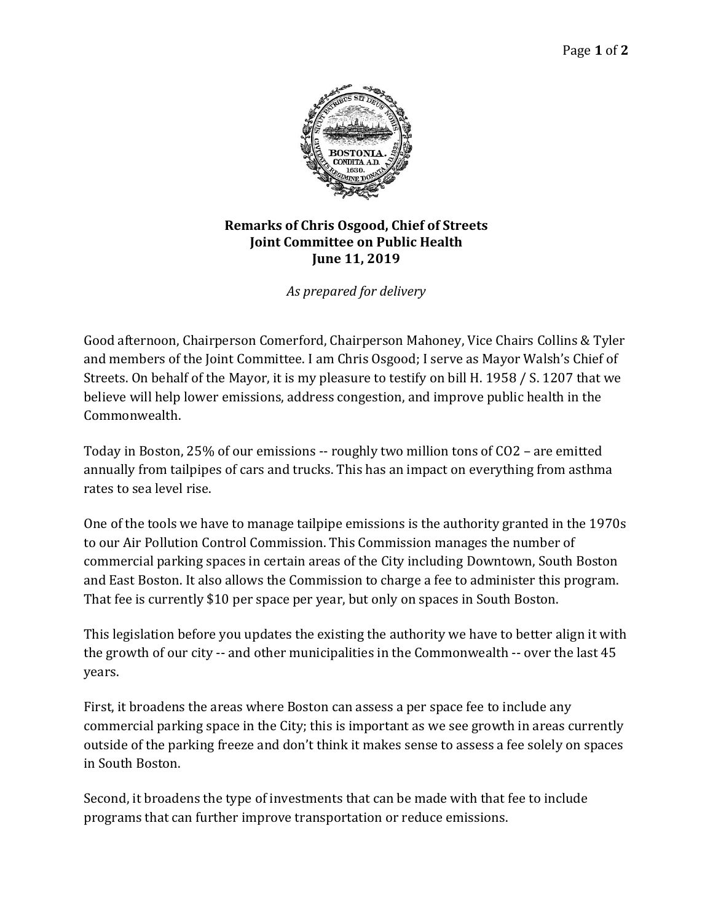**Remarks of Chris Osgood, Chief of Streets**
**Joint Committee on Public Health**
**June 11, 2019**

*As prepared for delivery*

Good afternoon, Chairperson Comerford, Chairperson Mahoney, Vice Chairs Collins & Tyler and members of the Joint Committee. I am Chris Osgood; I serve as Mayor Walsh's Chief of Streets. On behalf of the Mayor, it is my pleasure to testify on bill H. 1958 / S. 1207 that we believe will help lower emissions, address congestion, and improve public health in the Commonwealth.

Today in Boston, 25% of our emissions -- roughly two million tons of $CO_2$ – are emitted annually from tailpipes of cars and trucks. This has an impact on everything from asthma rates to sea level rise.

One of the tools we have to manage tailpipe emissions is the authority granted in the 1970s to our Air Pollution Control Commission. This Commission manages the number of commercial parking spaces in certain areas of the City including Downtown, South Boston and East Boston. It also allows the Commission to charge a fee to administer this program. That fee is currently $10 per space per year, but only on spaces in South Boston.

This legislation before you updates the existing the authority we have to better align it with the growth of our city -- and other municipalities in the Commonwealth -- over the last 45 years.

First, it broadens the areas where Boston can assess a per space fee to include any commercial parking space in the City; this is important as we see growth in areas currently outside of the parking freeze and don't think it makes sense to assess a fee solely on spaces in South Boston.

Second, it broadens the type of investments that can be made with that fee to include programs that can further improve transportation or reduce emissions.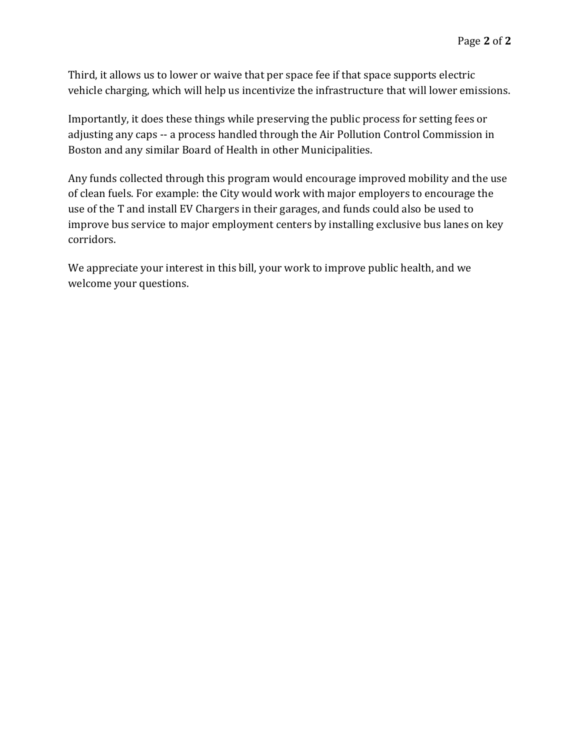Third, it allows us to lower or waive that per space fee if that space supports electric vehicle charging, which will help us incentivize the infrastructure that will lower emissions.

Importantly, it does these things while preserving the public process for setting fees or adjusting any caps -- a process handled through the Air Pollution Control Commission in Boston and any similar Board of Health in other Municipalities.

Any funds collected through this program would encourage improved mobility and the use of clean fuels. For example: the City would work with major employers to encourage the use of the T and install EV Chargers in their garages, and funds could also be used to improve bus service to major employment centers by installing exclusive bus lanes on key corridors.

We appreciate your interest in this bill, your work to improve public health, and we welcome your questions.